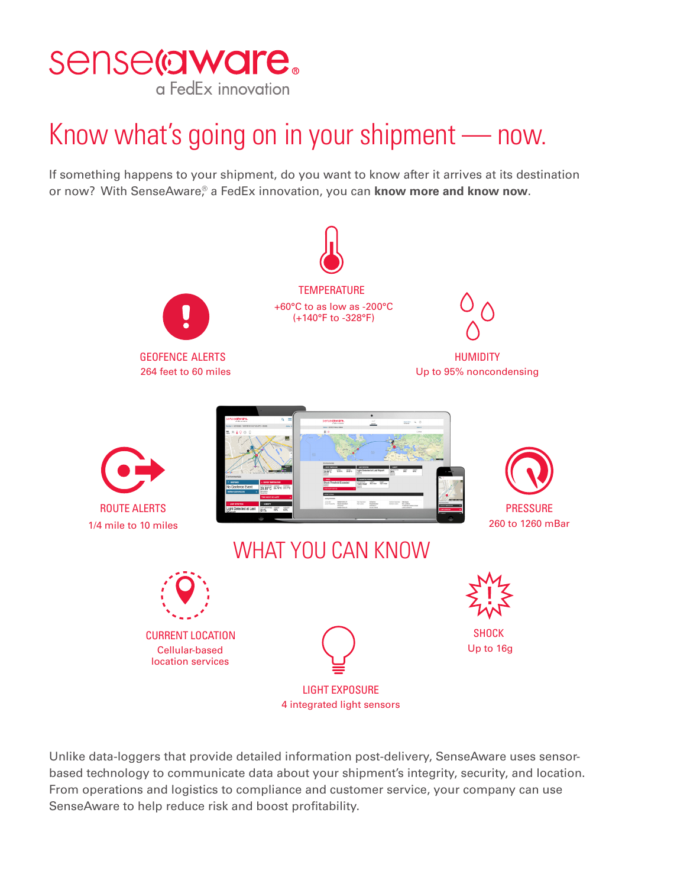senseaware®
a FedEx innovation

# Know what's going on in your shipment — now.

If something happens to your shipment, do you want to know after it arrives at its destination or now? With SenseAware,® a FedEx innovation, you can **know more and know now**.

## WHAT YOU CAN KNOW

**TEMPERATURE**
+60°C to as low as -200°C
(+140°F to -328°F)

**GEOFENCE ALERTS**
264 feet to 60 miles

**HUMIDITY**
Up to 95% noncondensing

**ROUTE ALERTS**
1/4 mile to 10 miles

**PRESSURE**
260 to 1260 mBar

**CURRENT LOCATION**
Cellular-based location services

**SHOCK**
Up to 16g

**LIGHT EXPOSURE**
4 integrated light sensors

Unlike data-loggers that provide detailed information post-delivery, SenseAware uses sensor-based technology to communicate data about your shipment's integrity, security, and location. From operations and logistics to compliance and customer service, your company can use SenseAware to help reduce risk and boost profitability.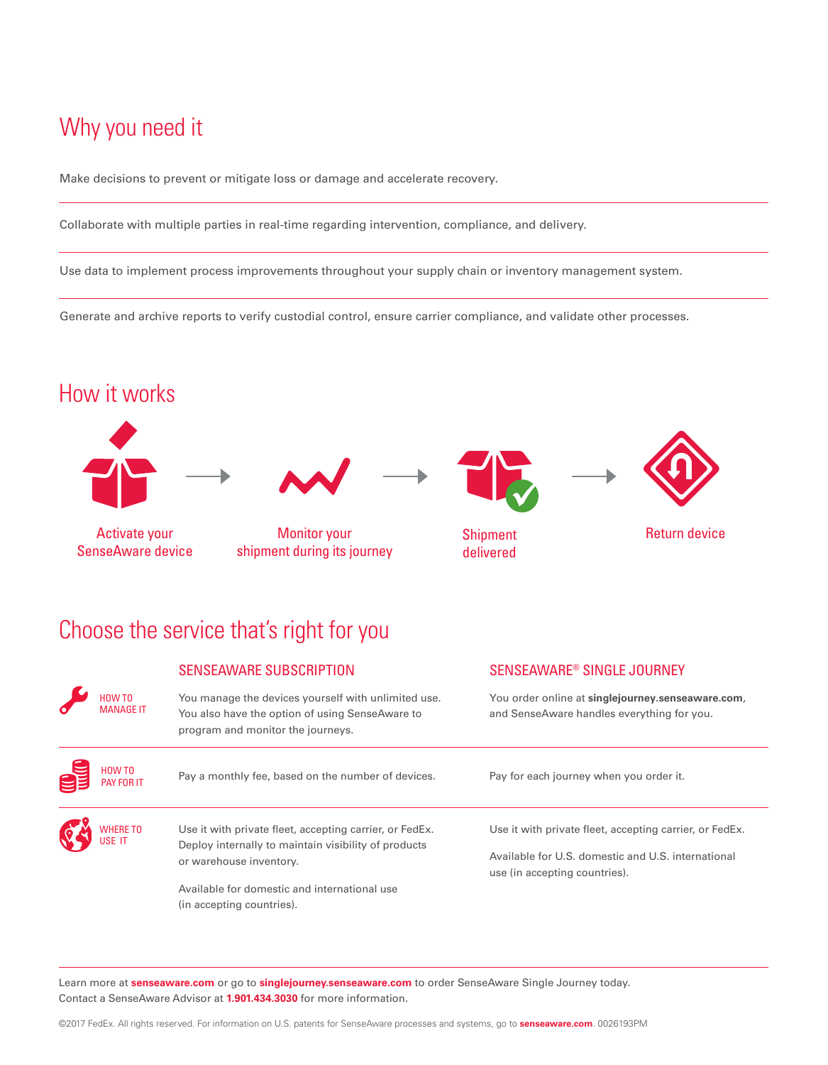## Why you need it

Make decisions to prevent or mitigate loss or damage and accelerate recovery.

Collaborate with multiple parties in real-time regarding intervention, compliance, and delivery.

Use data to implement process improvements throughout your supply chain or inventory management system.

Generate and archive reports to verify custodial control, ensure carrier compliance, and validate other processes.

## How it works

Activate your SenseAware device → Monitor your shipment during its journey → Shipment delivered → Return device

## Choose the service that's right for you

| | SENSEAWARE SUBSCRIPTION | SENSEAWARE® SINGLE JOURNEY |
|---|---|---|
| HOW TO MANAGE IT | You manage the devices yourself with unlimited use. You also have the option of using SenseAware to program and monitor the journeys. | You order online at **singlejourney.senseaware.com**, and SenseAware handles everything for you. |
| HOW TO PAY FOR IT | Pay a monthly fee, based on the number of devices. | Pay for each journey when you order it. |
| WHERE TO USE IT | Use it with private fleet, accepting carrier, or FedEx. Deploy internally to maintain visibility of products or warehouse inventory.<br><br>Available for domestic and international use (in accepting countries). | Use it with private fleet, accepting carrier, or FedEx.<br><br>Available for U.S. domestic and U.S. international use (in accepting countries). |

Learn more at **senseaware.com** or go to **singlejourney.senseaware.com** to order SenseAware Single Journey today. Contact a SenseAware Advisor at **1.901.434.3030** for more information.

©2017 FedEx. All rights reserved. For information on U.S. patents for SenseAware processes and systems, go to **senseaware.com**. 0026193PM